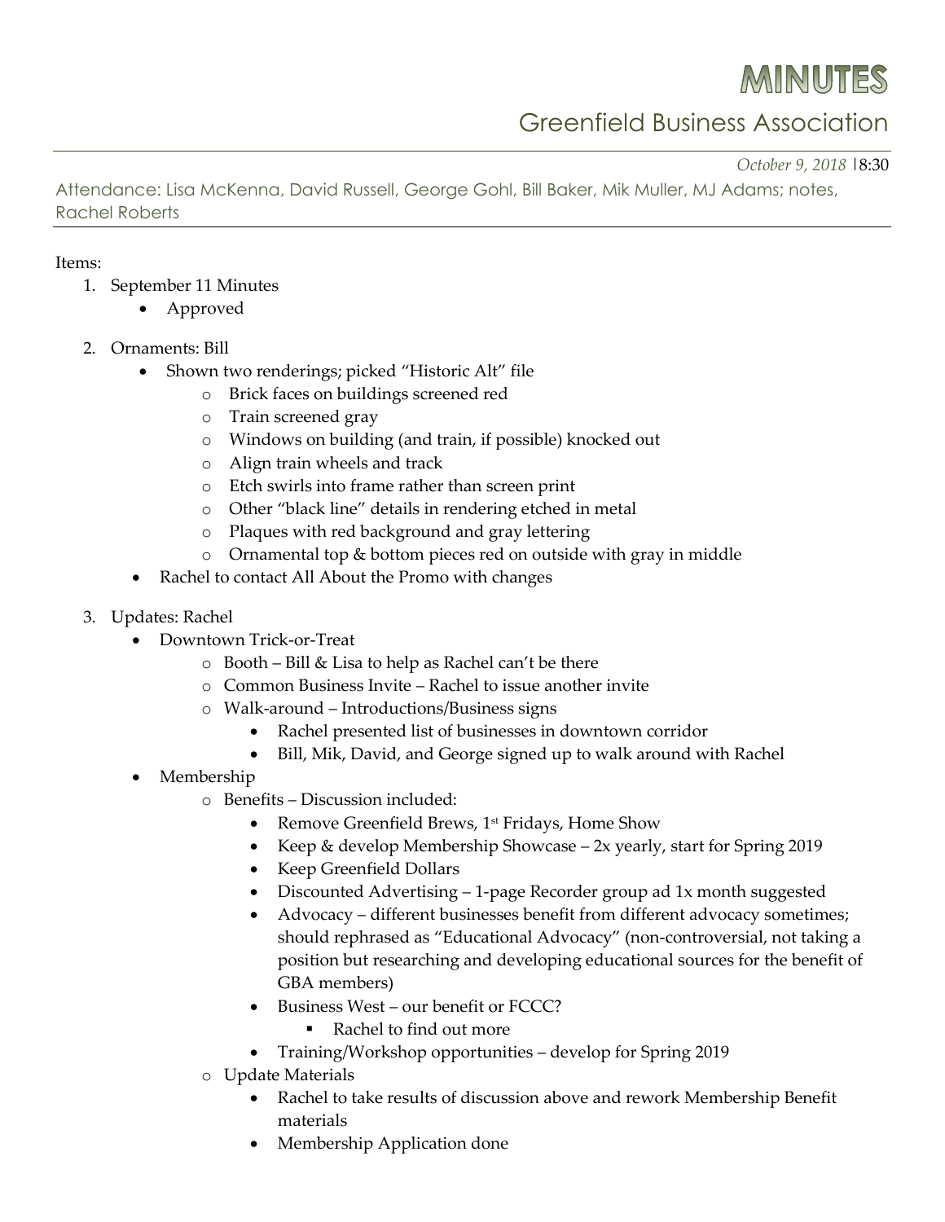# MINUTES

## Greenfield Business Association

*October 9, 2018* |8:30

Attendance: Lisa McKenna, David Russell, George Gohl, Bill Baker, Mik Muller, MJ Adams; notes, Rachel Roberts

Items:

1. September 11 Minutes
   - Approved

2. Ornaments: Bill
   - Shown two renderings; picked "Historic Alt" file
     - Brick faces on buildings screened red
     - Train screened gray
     - Windows on building (and train, if possible) knocked out
     - Align train wheels and track
     - Etch swirls into frame rather than screen print
     - Other "black line" details in rendering etched in metal
     - Plaques with red background and gray lettering
     - Ornamental top & bottom pieces red on outside with gray in middle
   - Rachel to contact All About the Promo with changes

3. Updates: Rachel
   - Downtown Trick-or-Treat
     - Booth – Bill & Lisa to help as Rachel can't be there
     - Common Business Invite – Rachel to issue another invite
     - Walk-around – Introductions/Business signs
       - Rachel presented list of businesses in downtown corridor
       - Bill, Mik, David, and George signed up to walk around with Rachel
   - Membership
     - Benefits – Discussion included:
       - Remove Greenfield Brews, 1st Fridays, Home Show
       - Keep & develop Membership Showcase – 2x yearly, start for Spring 2019
       - Keep Greenfield Dollars
       - Discounted Advertising – 1-page Recorder group ad 1x month suggested
       - Advocacy – different businesses benefit from different advocacy sometimes; should rephrased as "Educational Advocacy" (non-controversial, not taking a position but researching and developing educational sources for the benefit of GBA members)
       - Business West – our benefit or FCCC?
         - Rachel to find out more
       - Training/Workshop opportunities – develop for Spring 2019
     - Update Materials
       - Rachel to take results of discussion above and rework Membership Benefit materials
       - Membership Application done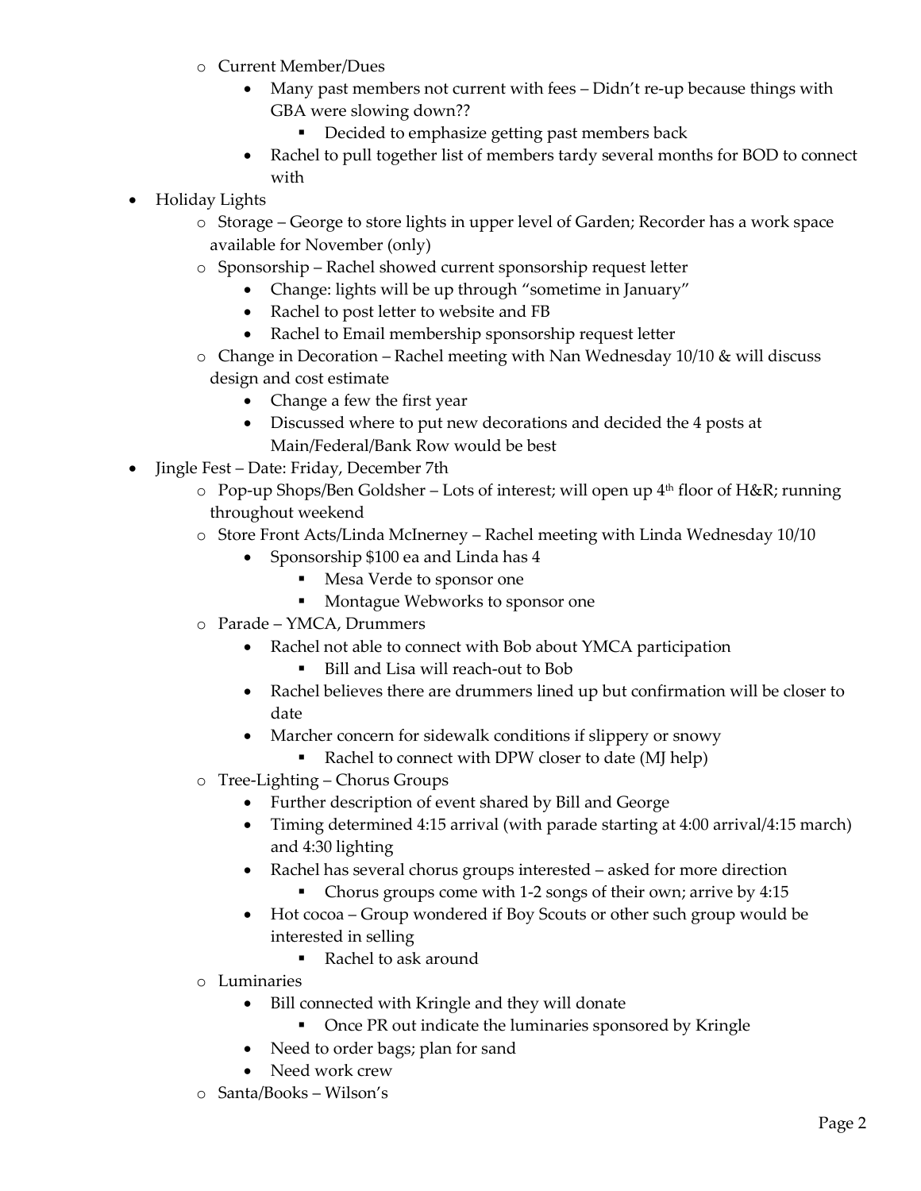- Current Member/Dues
  - Many past members not current with fees – Didn't re-up because things with GBA were slowing down??
    - Decided to emphasize getting past members back
  - Rachel to pull together list of members tardy several months for BOD to connect with

- Holiday Lights
  - Storage – George to store lights in upper level of Garden; Recorder has a work space available for November (only)
  - Sponsorship – Rachel showed current sponsorship request letter
    - Change: lights will be up through "sometime in January"
    - Rachel to post letter to website and FB
    - Rachel to Email membership sponsorship request letter
  - Change in Decoration – Rachel meeting with Nan Wednesday 10/10 & will discuss design and cost estimate
    - Change a few the first year
    - Discussed where to put new decorations and decided the 4 posts at Main/Federal/Bank Row would be best

- Jingle Fest – Date: Friday, December 7th
  - Pop-up Shops/Ben Goldsher – Lots of interest; will open up 4th floor of H&R; running throughout weekend
  - Store Front Acts/Linda McInerney – Rachel meeting with Linda Wednesday 10/10
    - Sponsorship $100 ea and Linda has 4
      - Mesa Verde to sponsor one
      - Montague Webworks to sponsor one
  - Parade – YMCA, Drummers
    - Rachel not able to connect with Bob about YMCA participation
      - Bill and Lisa will reach-out to Bob
    - Rachel believes there are drummers lined up but confirmation will be closer to date
    - Marcher concern for sidewalk conditions if slippery or snowy
      - Rachel to connect with DPW closer to date (MJ help)
  - Tree-Lighting – Chorus Groups
    - Further description of event shared by Bill and George
    - Timing determined 4:15 arrival (with parade starting at 4:00 arrival/4:15 march) and 4:30 lighting
    - Rachel has several chorus groups interested – asked for more direction
      - Chorus groups come with 1-2 songs of their own; arrive by 4:15
    - Hot cocoa – Group wondered if Boy Scouts or other such group would be interested in selling
      - Rachel to ask around
  - Luminaries
    - Bill connected with Kringle and they will donate
      - Once PR out indicate the luminaries sponsored by Kringle
    - Need to order bags; plan for sand
    - Need work crew
  - Santa/Books – Wilson's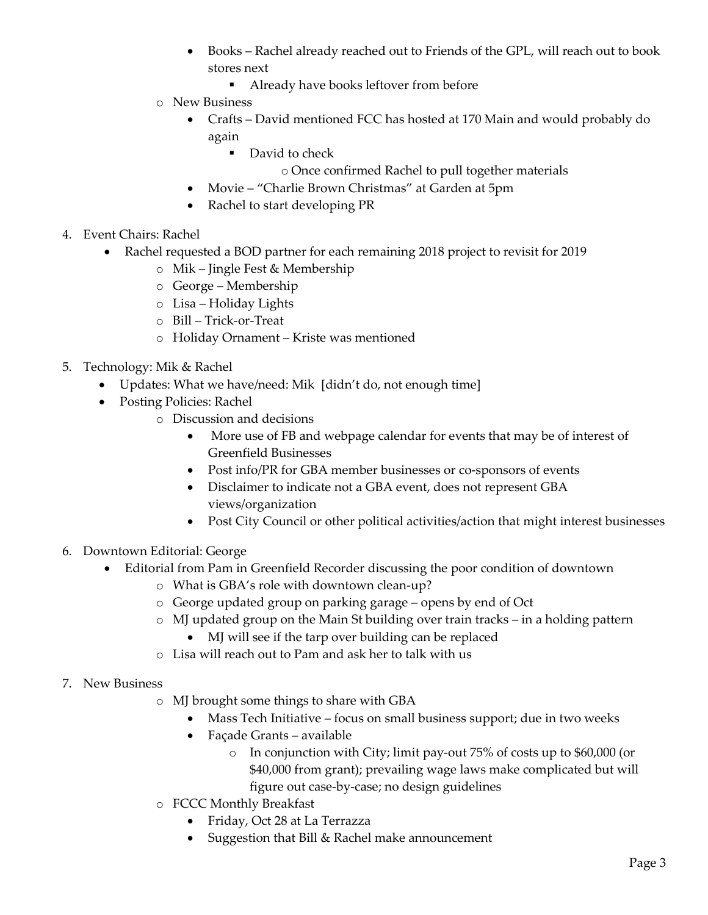- Books – Rachel already reached out to Friends of the GPL, will reach out to book stores next
    - Already have books leftover from before
- New Business
    - Crafts – David mentioned FCC has hosted at 170 Main and would probably do again
        - David to check
            - Once confirmed Rachel to pull together materials
    - Movie – "Charlie Brown Christmas" at Garden at 5pm
    - Rachel to start developing PR

4. Event Chairs: Rachel
    - Rachel requested a BOD partner for each remaining 2018 project to revisit for 2019
        - Mik – Jingle Fest & Membership
        - George – Membership
        - Lisa – Holiday Lights
        - Bill – Trick-or-Treat
        - Holiday Ornament – Kriste was mentioned

5. Technology: Mik & Rachel
    - Updates: What we have/need: Mik [didn't do, not enough time]
    - Posting Policies: Rachel
        - Discussion and decisions
            - More use of FB and webpage calendar for events that may be of interest of Greenfield Businesses
            - Post info/PR for GBA member businesses or co-sponsors of events
            - Disclaimer to indicate not a GBA event, does not represent GBA views/organization
            - Post City Council or other political activities/action that might interest businesses

6. Downtown Editorial: George
    - Editorial from Pam in Greenfield Recorder discussing the poor condition of downtown
        - What is GBA's role with downtown clean-up?
        - George updated group on parking garage – opens by end of Oct
        - MJ updated group on the Main St building over train tracks – in a holding pattern
            - MJ will see if the tarp over building can be replaced
        - Lisa will reach out to Pam and ask her to talk with us

7. New Business
    - MJ brought some things to share with GBA
        - Mass Tech Initiative – focus on small business support; due in two weeks
        - Façade Grants – available
            - In conjunction with City; limit pay-out 75% of costs up to $60,000 (or $40,000 from grant); prevailing wage laws make complicated but will figure out case-by-case; no design guidelines
    - FCCC Monthly Breakfast
        - Friday, Oct 28 at La Terrazza
        - Suggestion that Bill & Rachel make announcement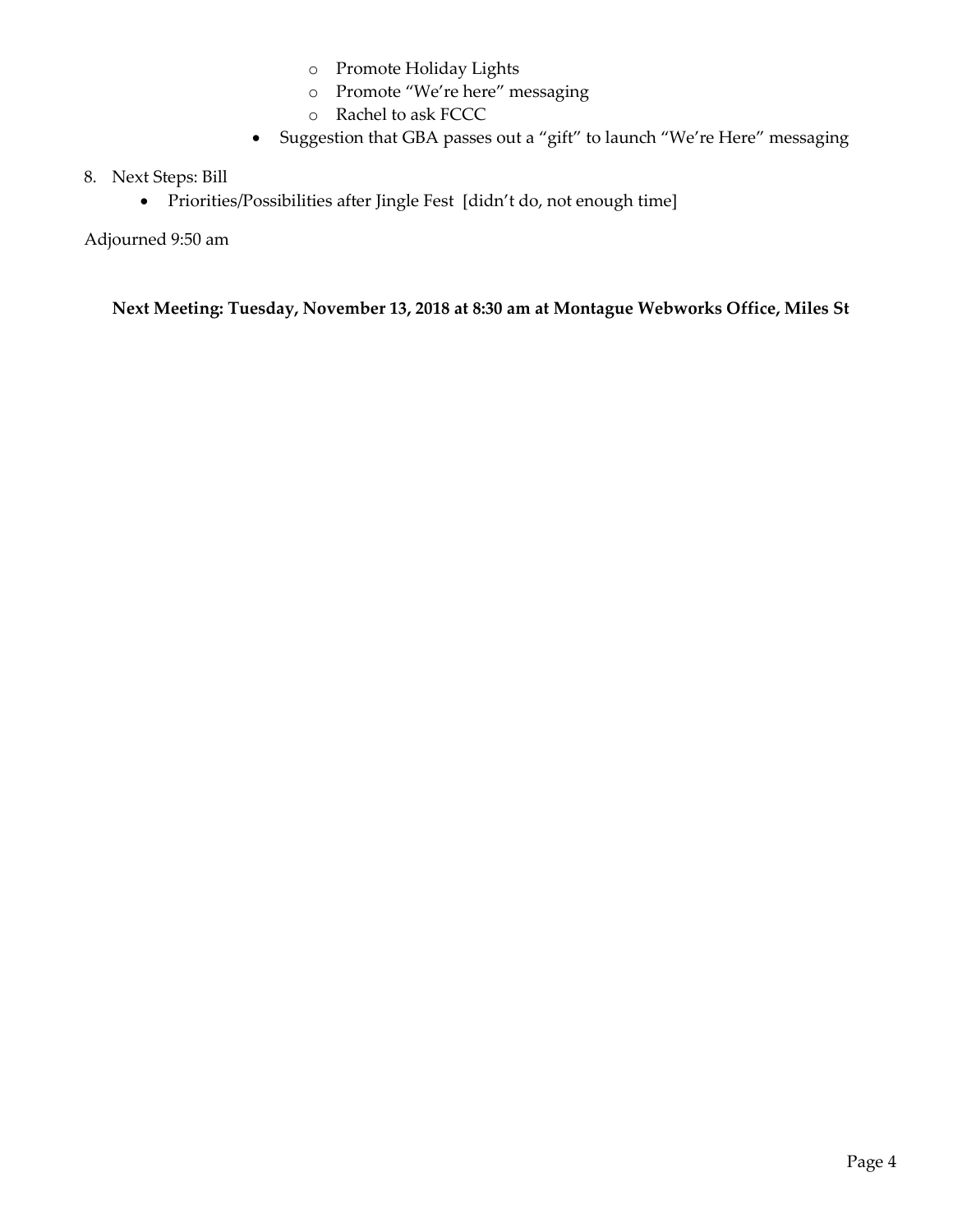- Promote Holiday Lights
    - Promote "We're here" messaging
    - Rachel to ask FCCC
  - Suggestion that GBA passes out a "gift" to launch "We're Here" messaging

8. Next Steps: Bill
   - Priorities/Possibilities after Jingle Fest [didn't do, not enough time]

Adjourned 9:50 am

**Next Meeting: Tuesday, November 13, 2018 at 8:30 am at Montague Webworks Office, Miles St**